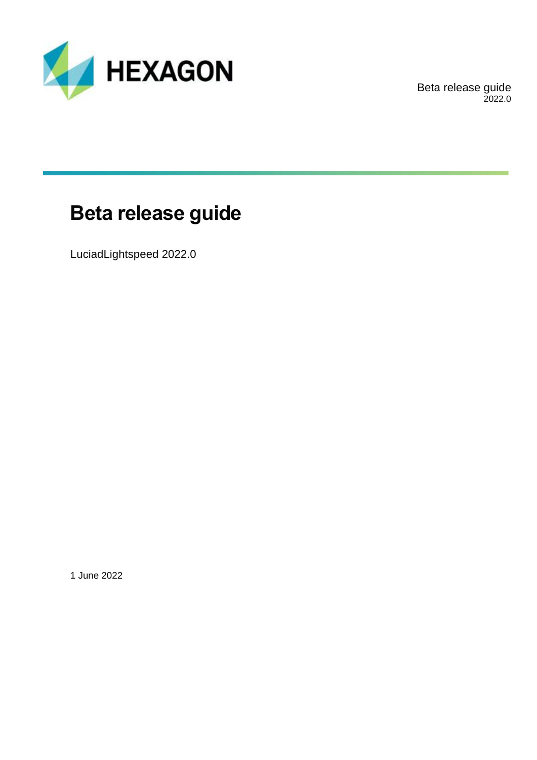HEXAGON

Beta release guide
2022.0

# Beta release guide

LuciadLightspeed 2022.0

1 June 2022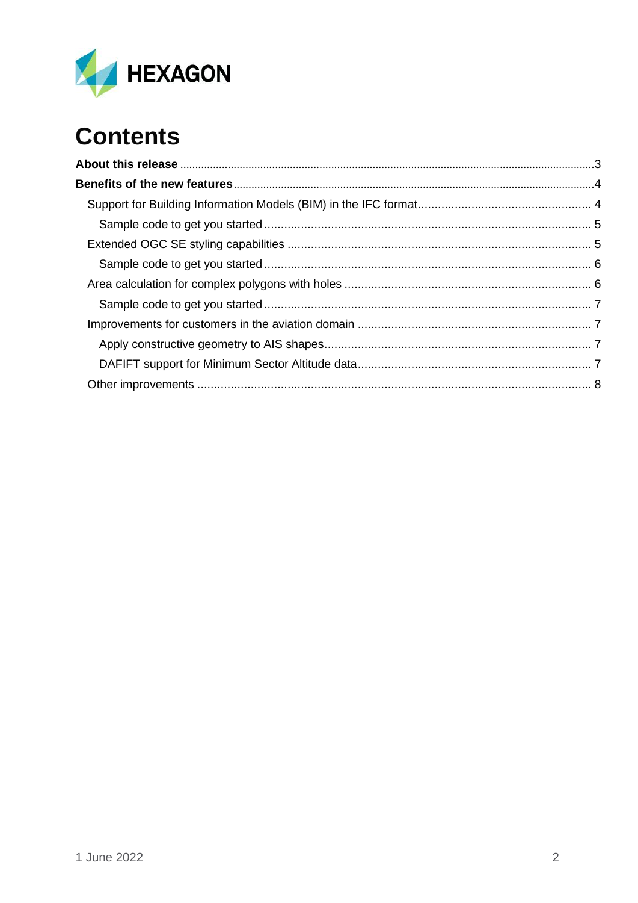# Contents

**About this release** .......... 3

**Benefits of the new features** .......... 4

- Support for Building Information Models (BIM) in the IFC format .......... 4
  - Sample code to get you started .......... 5
- Extended OGC SE styling capabilities .......... 5
  - Sample code to get you started .......... 6
- Area calculation for complex polygons with holes .......... 6
  - Sample code to get you started .......... 7
- Improvements for customers in the aviation domain .......... 7
  - Apply constructive geometry to AIS shapes .......... 7
  - DAFIFT support for Minimum Sector Altitude data .......... 7
- Other improvements .......... 8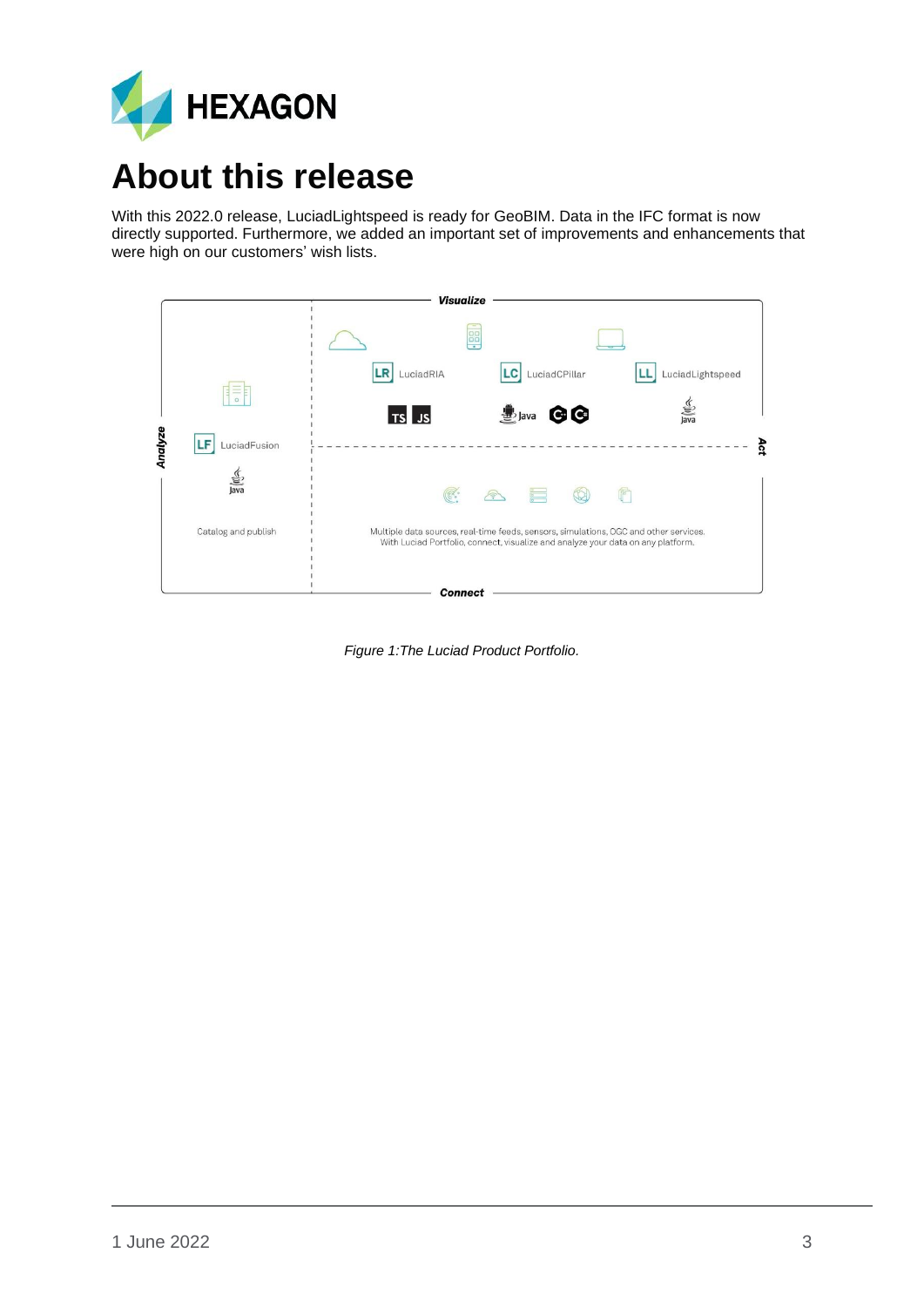# About this release

With this 2022.0 release, LuciadLightspeed is ready for GeoBIM. Data in the IFC format is now directly supported. Furthermore, we added an important set of improvements and enhancements that were high on our customers' wish lists.

*Figure 1:The Luciad Product Portfolio.*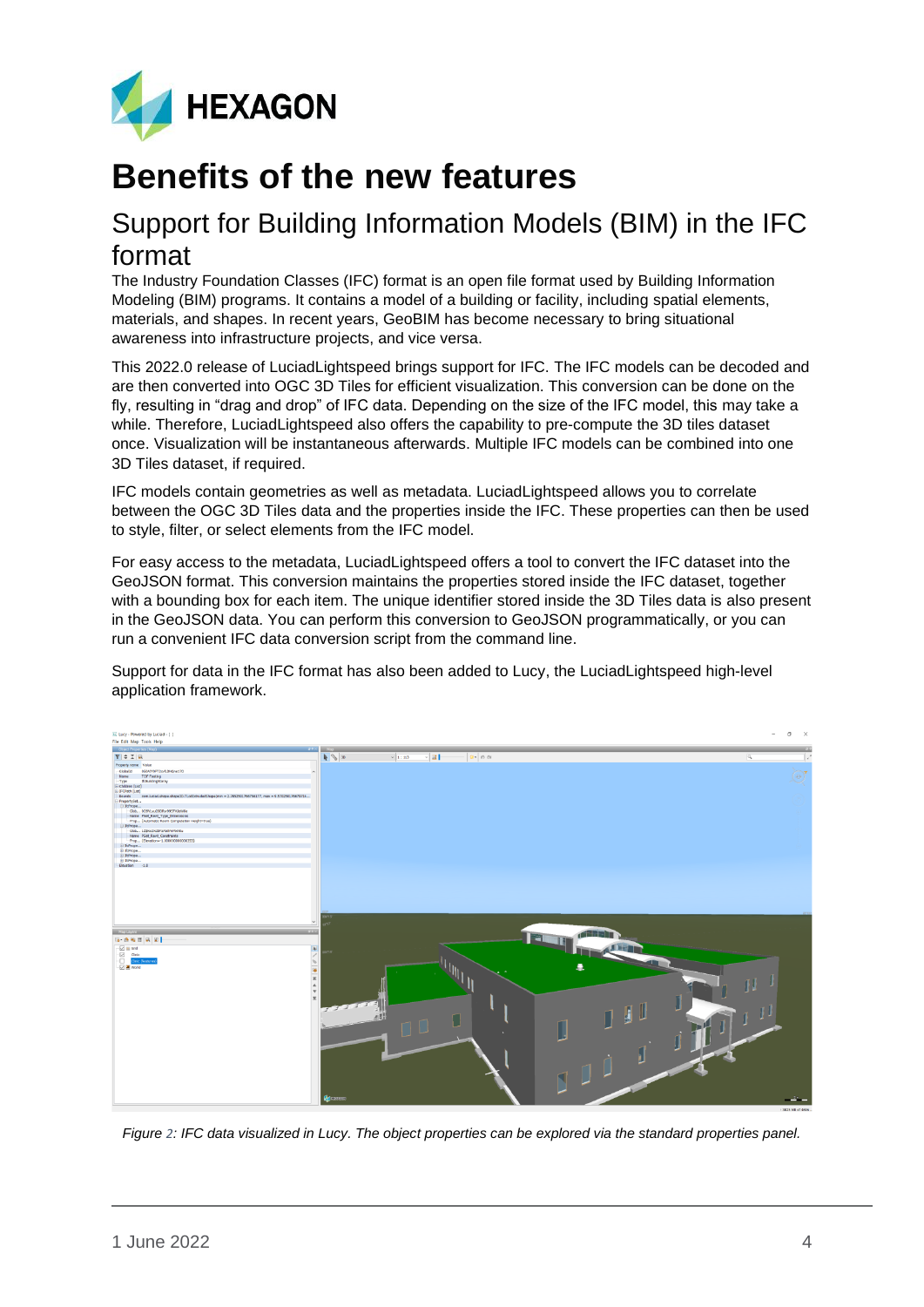# Benefits of the new features

## Support for Building Information Models (BIM) in the IFC format

The Industry Foundation Classes (IFC) format is an open file format used by Building Information Modeling (BIM) programs. It contains a model of a building or facility, including spatial elements, materials, and shapes. In recent years, GeoBIM has become necessary to bring situational awareness into infrastructure projects, and vice versa.

This 2022.0 release of LuciadLightspeed brings support for IFC. The IFC models can be decoded and are then converted into OGC 3D Tiles for efficient visualization. This conversion can be done on the fly, resulting in "drag and drop" of IFC data. Depending on the size of the IFC model, this may take a while. Therefore, LuciadLightspeed also offers the capability to pre-compute the 3D tiles dataset once. Visualization will be instantaneous afterwards. Multiple IFC models can be combined into one 3D Tiles dataset, if required.

IFC models contain geometries as well as metadata. LuciadLightspeed allows you to correlate between the OGC 3D Tiles data and the properties inside the IFC. These properties can then be used to style, filter, or select elements from the IFC model.

For easy access to the metadata, LuciadLightspeed offers a tool to convert the IFC dataset into the GeoJSON format. This conversion maintains the properties stored inside the IFC dataset, together with a bounding box for each item. The unique identifier stored inside the 3D Tiles data is also present in the GeoJSON data. You can perform this conversion to GeoJSON programmatically, or you can run a convenient IFC data conversion script from the command line.

Support for data in the IFC format has also been added to Lucy, the LuciadLightspeed high-level application framework.

*Figure 2: IFC data visualized in Lucy. The object properties can be explored via the standard properties panel.*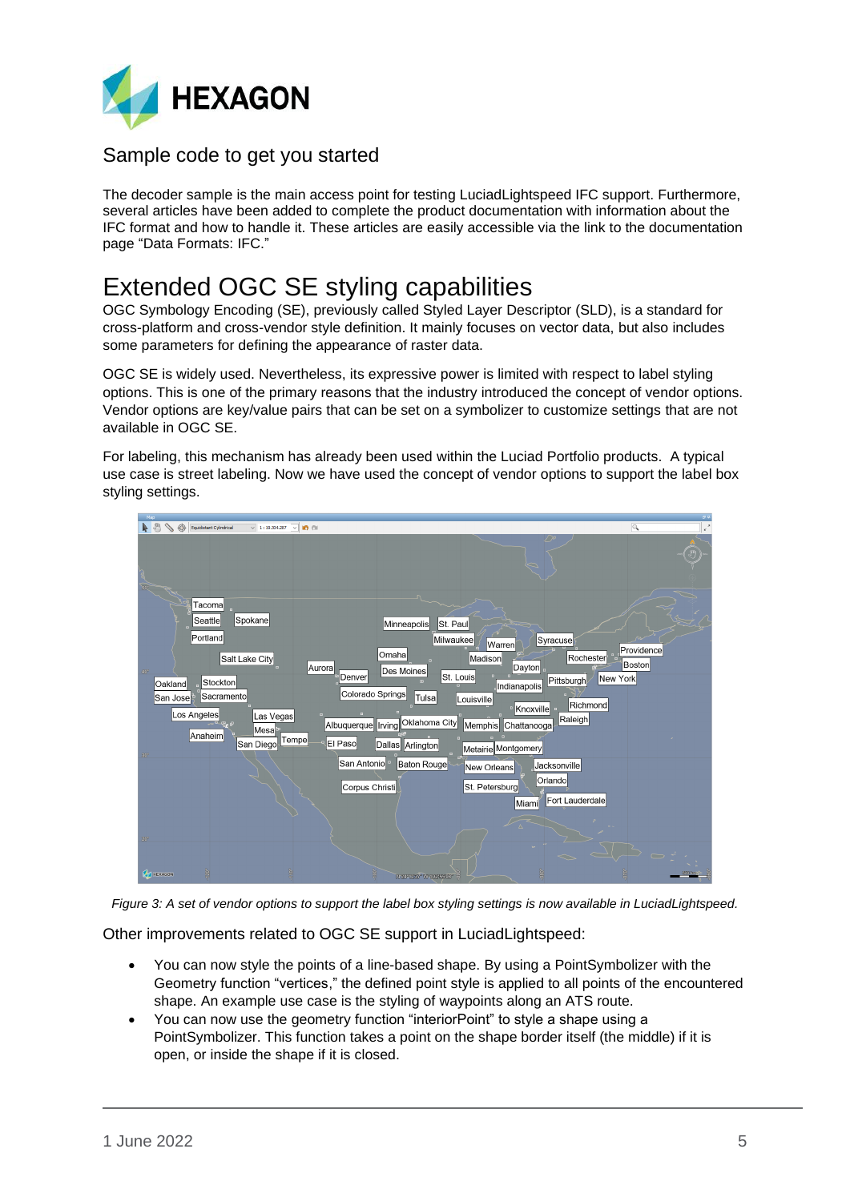## Sample code to get you started

The decoder sample is the main access point for testing LuciadLightspeed IFC support. Furthermore, several articles have been added to complete the product documentation with information about the IFC format and how to handle it. These articles are easily accessible via the link to the documentation page "Data Formats: IFC."

# Extended OGC SE styling capabilities

OGC Symbology Encoding (SE), previously called Styled Layer Descriptor (SLD), is a standard for cross-platform and cross-vendor style definition. It mainly focuses on vector data, but also includes some parameters for defining the appearance of raster data.

OGC SE is widely used. Nevertheless, its expressive power is limited with respect to label styling options. This is one of the primary reasons that the industry introduced the concept of vendor options. Vendor options are key/value pairs that can be set on a symbolizer to customize settings that are not available in OGC SE.

For labeling, this mechanism has already been used within the Luciad Portfolio products. A typical use case is street labeling. Now we have used the concept of vendor options to support the label box styling settings.

*Figure 3: A set of vendor options to support the label box styling settings is now available in LuciadLightspeed.*

Other improvements related to OGC SE support in LuciadLightspeed:

- You can now style the points of a line-based shape. By using a PointSymbolizer with the Geometry function "vertices," the defined point style is applied to all points of the encountered shape. An example use case is the styling of waypoints along an ATS route.
- You can now use the geometry function "interiorPoint" to style a shape using a PointSymbolizer. This function takes a point on the shape border itself (the middle) if it is open, or inside the shape if it is closed.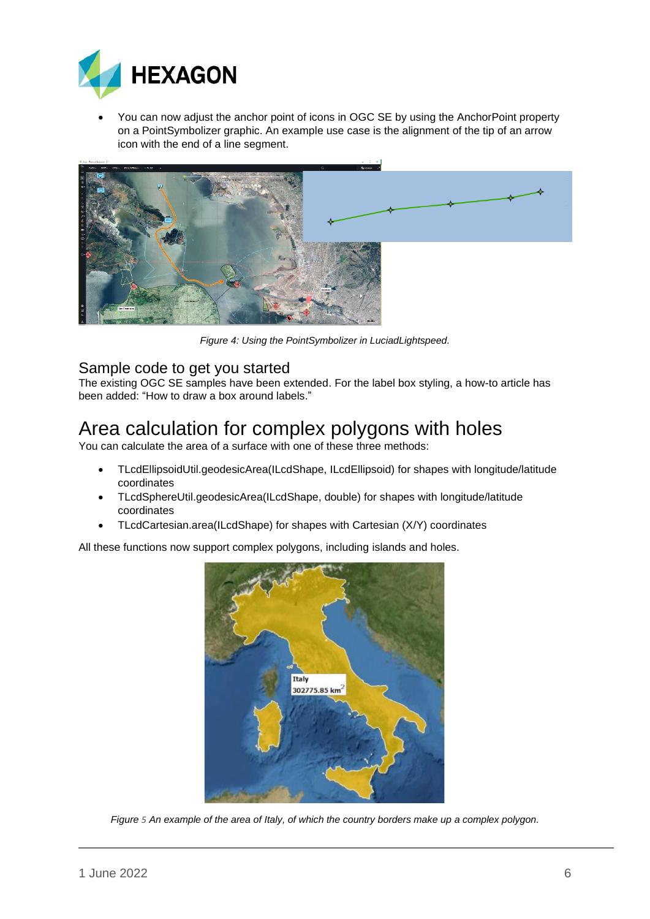- You can now adjust the anchor point of icons in OGC SE by using the AnchorPoint property on a PointSymbolizer graphic. An example use case is the alignment of the tip of an arrow icon with the end of a line segment.

*Figure 4: Using the PointSymbolizer in LuciadLightspeed.*

## Sample code to get you started

The existing OGC SE samples have been extended. For the label box styling, a how-to article has been added: “How to draw a box around labels.”

# Area calculation for complex polygons with holes

You can calculate the area of a surface with one of these three methods:

- TLcdEllipsoidUtil.geodesicArea(ILcdShape, ILcdEllipsoid) for shapes with longitude/latitude coordinates
- TLcdSphereUtil.geodesicArea(ILcdShape, double) for shapes with longitude/latitude coordinates
- TLcdCartesian.area(ILcdShape) for shapes with Cartesian (X/Y) coordinates

All these functions now support complex polygons, including islands and holes.

*Figure 5 An example of the area of Italy, of which the country borders make up a complex polygon.*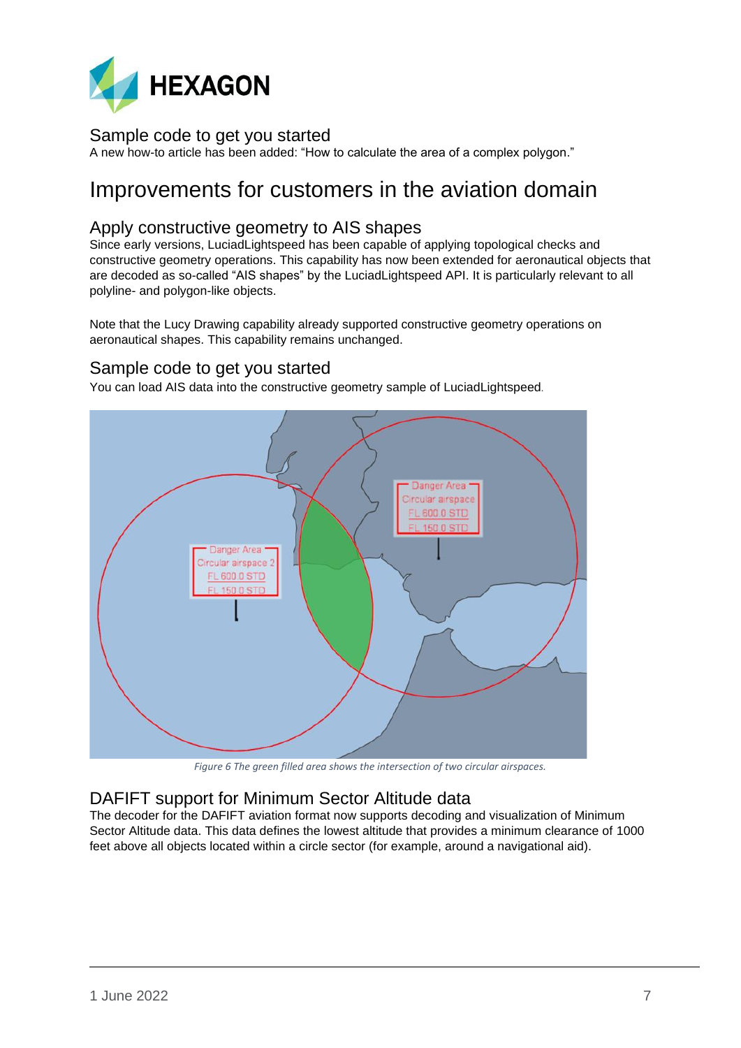## Sample code to get you started

A new how-to article has been added: “How to calculate the area of a complex polygon.”

# Improvements for customers in the aviation domain

## Apply constructive geometry to AIS shapes

Since early versions, LuciadLightspeed has been capable of applying topological checks and constructive geometry operations. This capability has now been extended for aeronautical objects that are decoded as so-called “AIS shapes” by the LuciadLightspeed API. It is particularly relevant to all polyline- and polygon-like objects.

Note that the Lucy Drawing capability already supported constructive geometry operations on aeronautical shapes. This capability remains unchanged.

## Sample code to get you started

You can load AIS data into the constructive geometry sample of LuciadLightspeed.

*Figure 6 The green filled area shows the intersection of two circular airspaces.*

## DAFIFT support for Minimum Sector Altitude data

The decoder for the DAFIFT aviation format now supports decoding and visualization of Minimum Sector Altitude data. This data defines the lowest altitude that provides a minimum clearance of 1000 feet above all objects located within a circle sector (for example, around a navigational aid).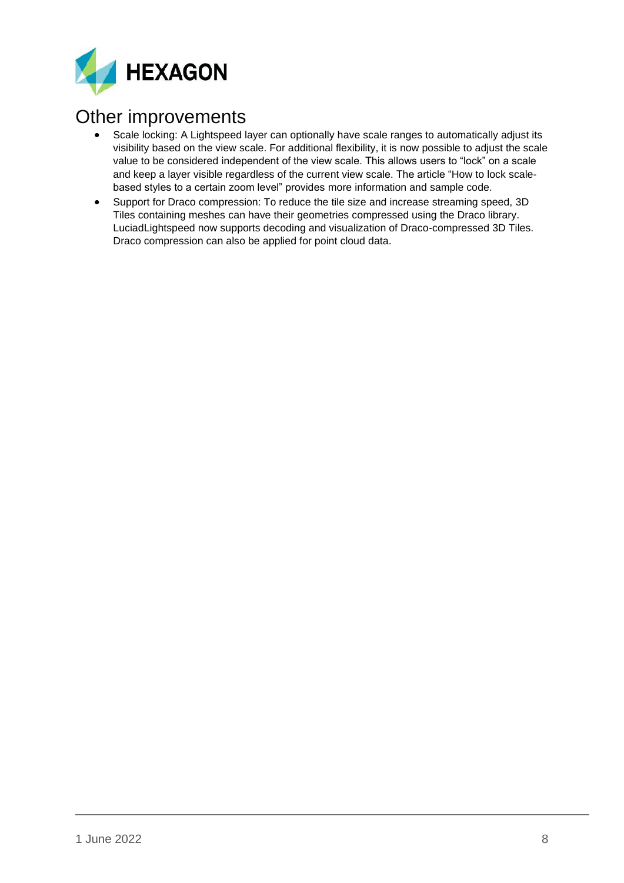# Other improvements

- Scale locking: A Lightspeed layer can optionally have scale ranges to automatically adjust its visibility based on the view scale. For additional flexibility, it is now possible to adjust the scale value to be considered independent of the view scale. This allows users to "lock" on a scale and keep a layer visible regardless of the current view scale. The article "How to lock scale-based styles to a certain zoom level" provides more information and sample code.
- Support for Draco compression: To reduce the tile size and increase streaming speed, 3D Tiles containing meshes can have their geometries compressed using the Draco library. LuciadLightspeed now supports decoding and visualization of Draco-compressed 3D Tiles. Draco compression can also be applied for point cloud data.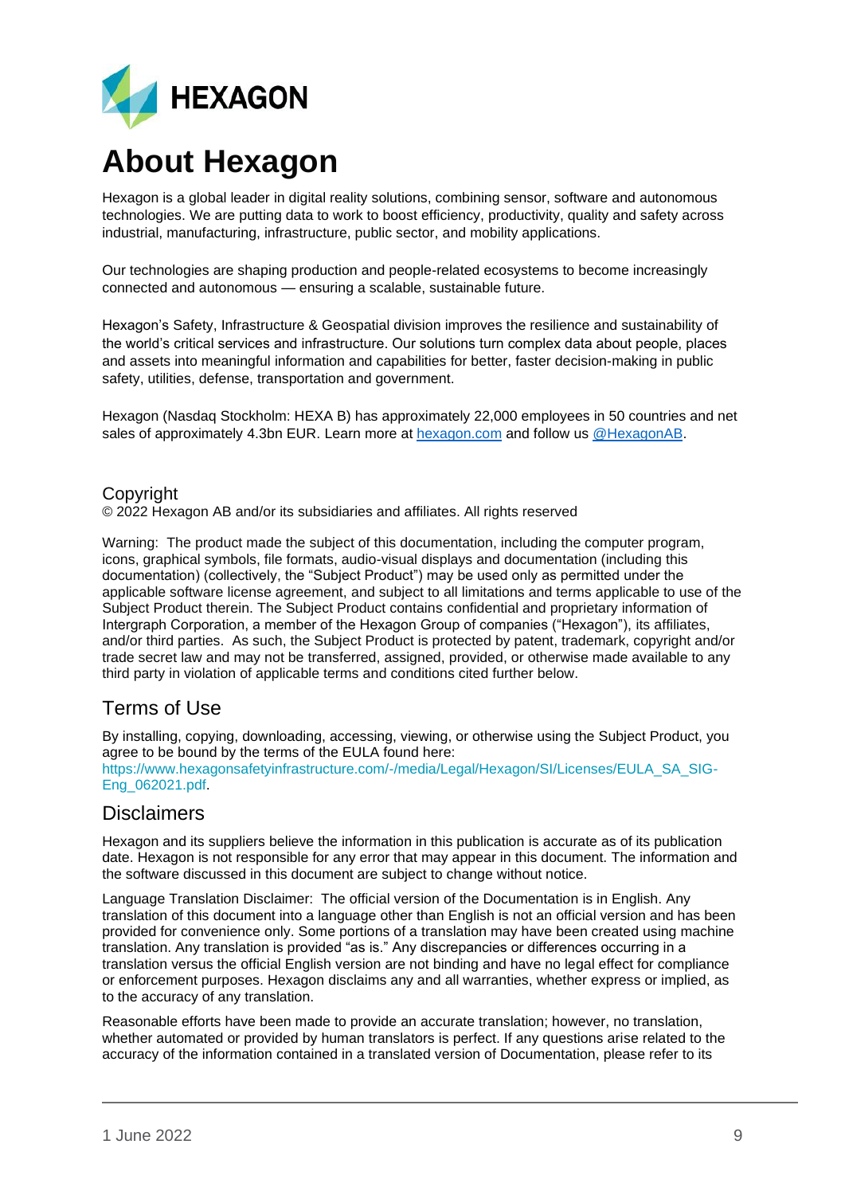# About Hexagon

Hexagon is a global leader in digital reality solutions, combining sensor, software and autonomous technologies. We are putting data to work to boost efficiency, productivity, quality and safety across industrial, manufacturing, infrastructure, public sector, and mobility applications.

Our technologies are shaping production and people-related ecosystems to become increasingly connected and autonomous — ensuring a scalable, sustainable future.

Hexagon's Safety, Infrastructure & Geospatial division improves the resilience and sustainability of the world's critical services and infrastructure. Our solutions turn complex data about people, places and assets into meaningful information and capabilities for better, faster decision-making in public safety, utilities, defense, transportation and government.

Hexagon (Nasdaq Stockholm: HEXA B) has approximately 22,000 employees in 50 countries and net sales of approximately 4.3bn EUR. Learn more at [hexagon.com](hexagon.com) and follow us [@HexagonAB](@HexagonAB).

## Copyright

© 2022 Hexagon AB and/or its subsidiaries and affiliates. All rights reserved

Warning: The product made the subject of this documentation, including the computer program, icons, graphical symbols, file formats, audio-visual displays and documentation (including this documentation) (collectively, the "Subject Product") may be used only as permitted under the applicable software license agreement, and subject to all limitations and terms applicable to use of the Subject Product therein. The Subject Product contains confidential and proprietary information of Intergraph Corporation, a member of the Hexagon Group of companies ("Hexagon"), its affiliates, and/or third parties. As such, the Subject Product is protected by patent, trademark, copyright and/or trade secret law and may not be transferred, assigned, provided, or otherwise made available to any third party in violation of applicable terms and conditions cited further below.

## Terms of Use

By installing, copying, downloading, accessing, viewing, or otherwise using the Subject Product, you agree to be bound by the terms of the EULA found here: https://www.hexagonsafetyinfrastructure.com/-/media/Legal/Hexagon/SI/Licenses/EULA_SA_SIG-Eng_062021.pdf.

## Disclaimers

Hexagon and its suppliers believe the information in this publication is accurate as of its publication date. Hexagon is not responsible for any error that may appear in this document. The information and the software discussed in this document are subject to change without notice.

Language Translation Disclaimer: The official version of the Documentation is in English. Any translation of this document into a language other than English is not an official version and has been provided for convenience only. Some portions of a translation may have been created using machine translation. Any translation is provided "as is." Any discrepancies or differences occurring in a translation versus the official English version are not binding and have no legal effect for compliance or enforcement purposes. Hexagon disclaims any and all warranties, whether express or implied, as to the accuracy of any translation.

Reasonable efforts have been made to provide an accurate translation; however, no translation, whether automated or provided by human translators is perfect. If any questions arise related to the accuracy of the information contained in a translated version of Documentation, please refer to its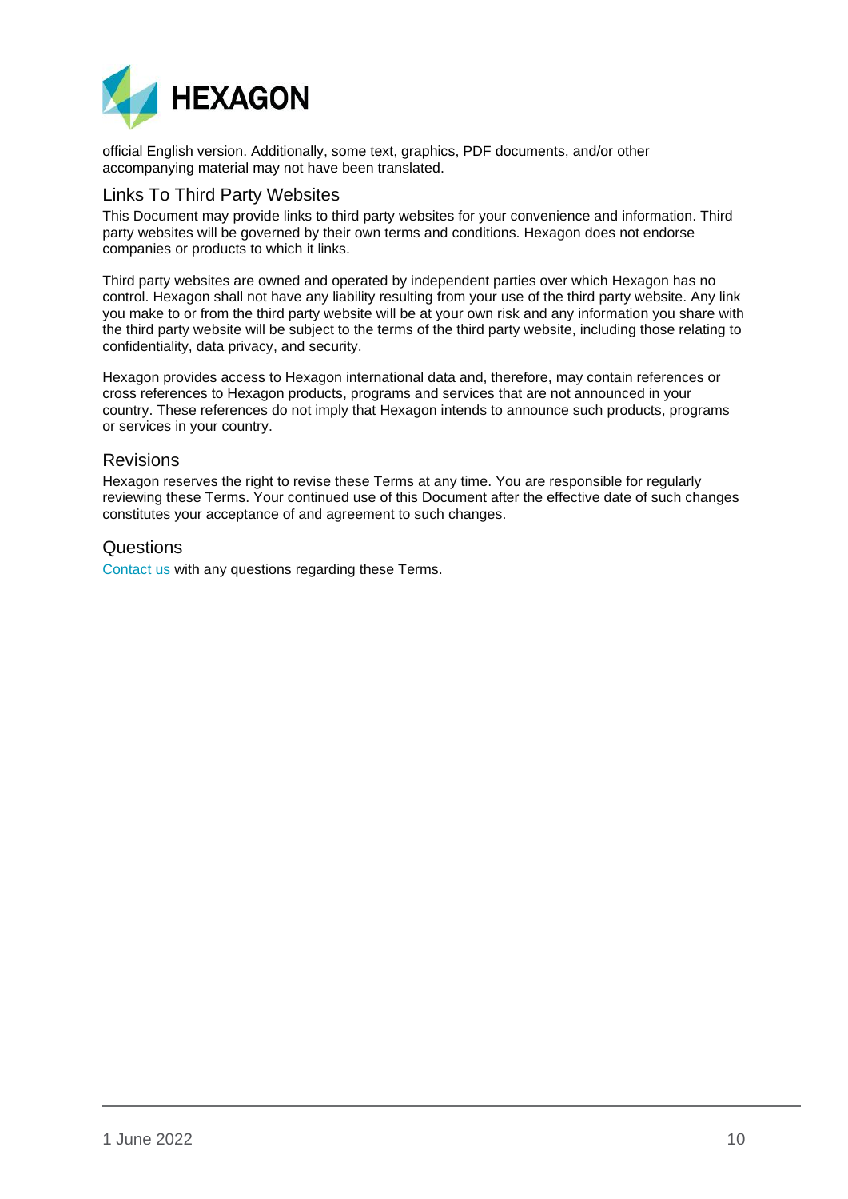official English version. Additionally, some text, graphics, PDF documents, and/or other accompanying material may not have been translated.

## Links To Third Party Websites

This Document may provide links to third party websites for your convenience and information. Third party websites will be governed by their own terms and conditions. Hexagon does not endorse companies or products to which it links.

Third party websites are owned and operated by independent parties over which Hexagon has no control. Hexagon shall not have any liability resulting from your use of the third party website. Any link you make to or from the third party website will be at your own risk and any information you share with the third party website will be subject to the terms of the third party website, including those relating to confidentiality, data privacy, and security.

Hexagon provides access to Hexagon international data and, therefore, may contain references or cross references to Hexagon products, programs and services that are not announced in your country. These references do not imply that Hexagon intends to announce such products, programs or services in your country.

## Revisions

Hexagon reserves the right to revise these Terms at any time. You are responsible for regularly reviewing these Terms. Your continued use of this Document after the effective date of such changes constitutes your acceptance of and agreement to such changes.

## Questions

Contact us with any questions regarding these Terms.